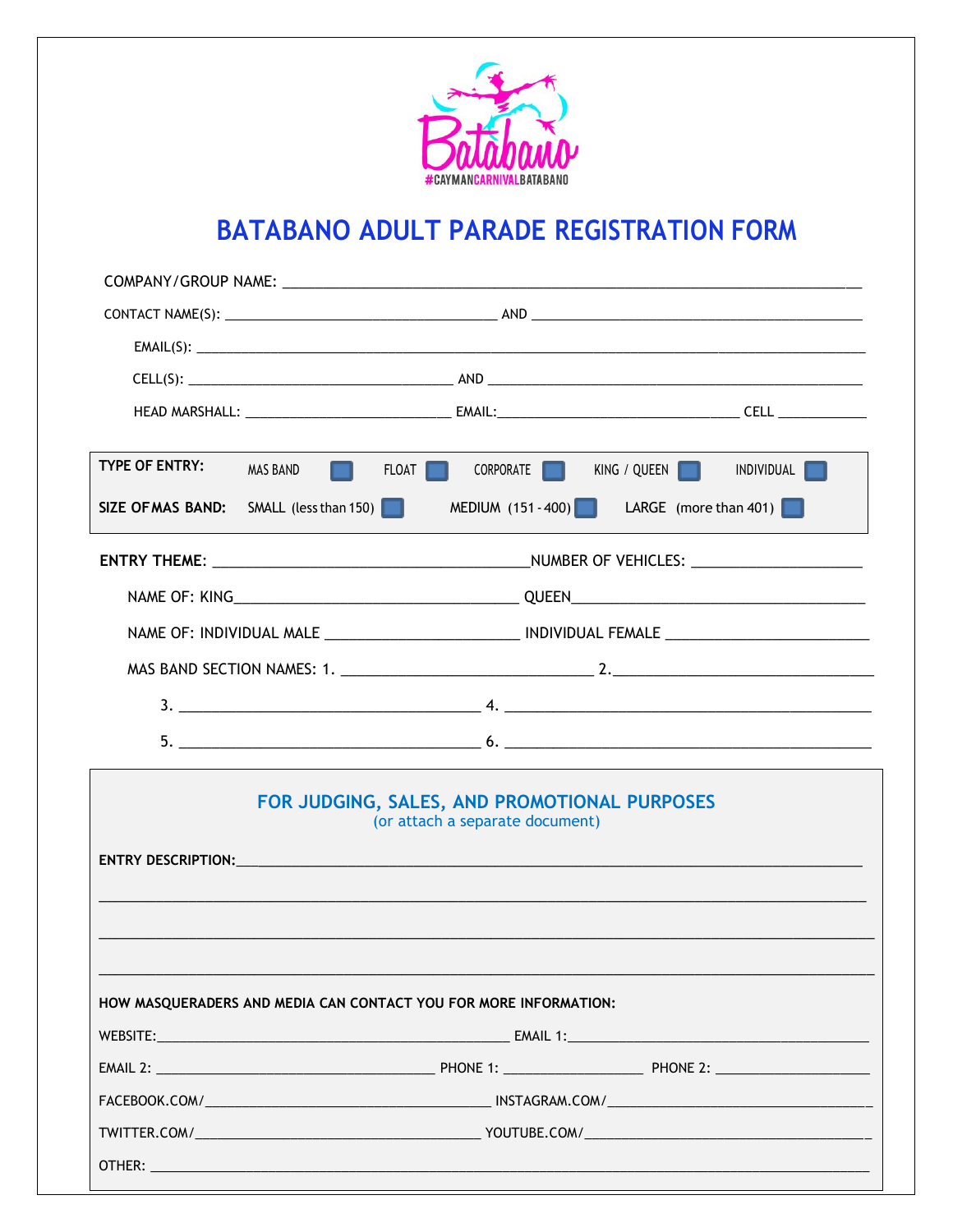# BATABANO ADULT PARADE REGISTRATION FORM

COMPANY/GROUP NAME: ___________________________________________

CONTACT NAME(S): ______________________ AND ______________________

EMAIL(S): ___________________________________________

CELL(S): ______________________ AND ______________________

HEAD MARSHALL: __________________ EMAIL:__________________ CELL ________

**TYPE OF ENTRY:** MAS BAND ☐ FLOAT ☐ CORPORATE ☐ KING / QUEEN ☐ INDIVIDUAL ☐

**SIZE OF MAS BAND:** SMALL (less than 150) ☐ MEDIUM (151 - 400) ☐ LARGE (more than 401) ☐

**ENTRY THEME**: __________________________NUMBER OF VEHICLES: ______________

NAME OF: KING______________________ QUEEN______________________

NAME OF: INDIVIDUAL MALE ________________ INDIVIDUAL FEMALE ________________

MAS BAND SECTION NAMES: 1. ____________________ 2.____________________

3. ____________________ 4. ____________________

5. ____________________ 6. ____________________

## FOR JUDGING, SALES, AND PROMOTIONAL PURPOSES

(or attach a separate document)

**ENTRY DESCRIPTION:**___________________________________________

___________________________________________

___________________________________________

___________________________________________

**HOW MASQUERADERS AND MEDIA CAN CONTACT YOU FOR MORE INFORMATION:**

WEBSITE:______________________ EMAIL 1:______________________

EMAIL 2: ______________________ PHONE 1: ____________ PHONE 2: ____________

FACEBOOK.COM/______________________ INSTAGRAM.COM/______________________

TWITTER.COM/______________________ YOUTUBE.COM/______________________

OTHER: ___________________________________________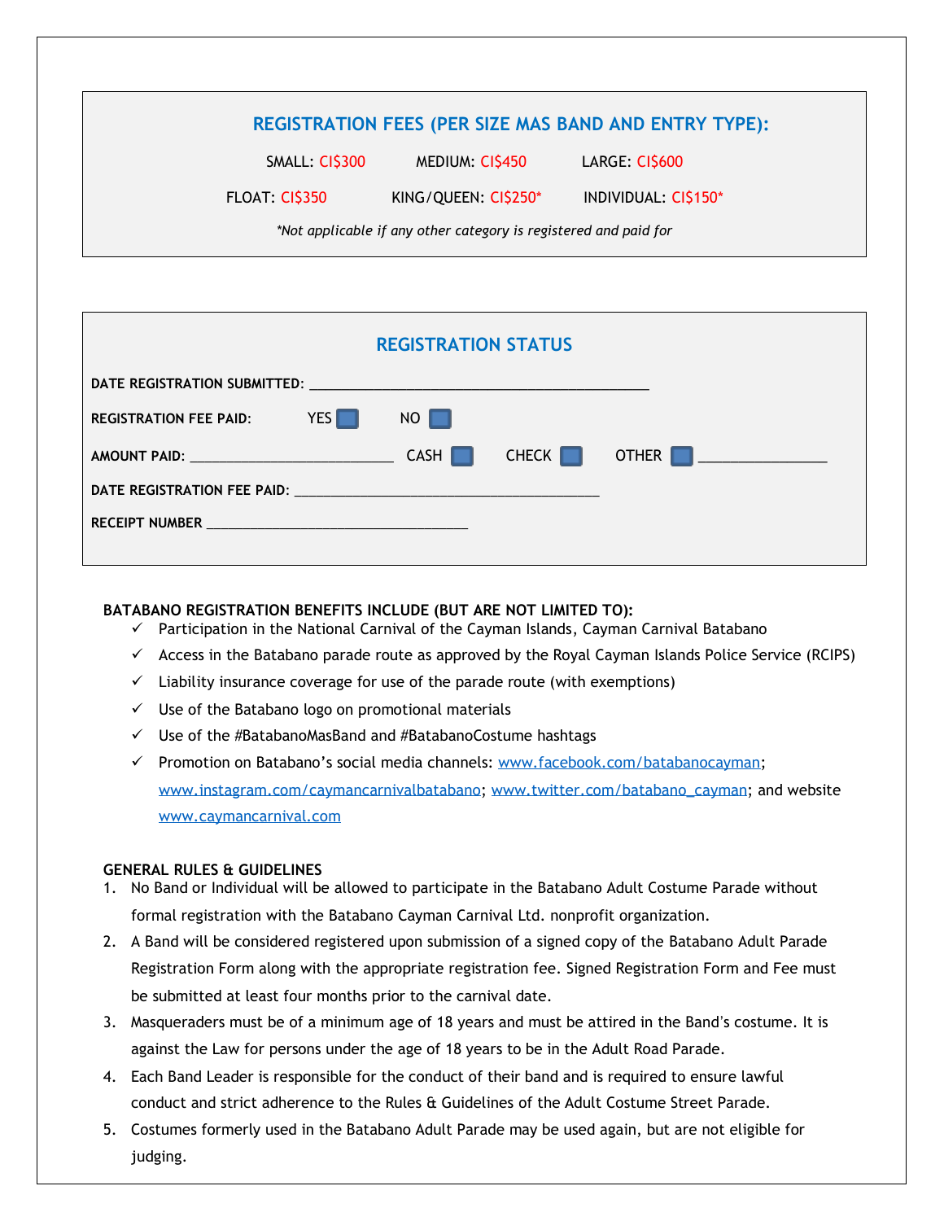## REGISTRATION FEES (PER SIZE MAS BAND AND ENTRY TYPE):

SMALL: CI$300 MEDIUM: CI$450 LARGE: CI$600

FLOAT: CI$350 KING/QUEEN: CI$250* INDIVIDUAL: CI$150*

*\*Not applicable if any other category is registered and paid for*

## REGISTRATION STATUS

**DATE REGISTRATION SUBMITTED:** ____________________________________________

**REGISTRATION FEE PAID:** YES ☐ NO ☐

**AMOUNT PAID:** __________________________ CASH ☐ CHECK ☐ OTHER ☐ ________________

**DATE REGISTRATION FEE PAID:** _______________________________________

**RECEIPT NUMBER** __________________________________

**BATABANO REGISTRATION BENEFITS INCLUDE (BUT ARE NOT LIMITED TO):**

- ✓ Participation in the National Carnival of the Cayman Islands, Cayman Carnival Batabano
- ✓ Access in the Batabano parade route as approved by the Royal Cayman Islands Police Service (RCIPS)
- ✓ Liability insurance coverage for use of the parade route (with exemptions)
- ✓ Use of the Batabano logo on promotional materials
- ✓ Use of the #BatabanoMasBand and #BatabanoCostume hashtags
- ✓ Promotion on Batabano's social media channels: www.facebook.com/batabanocayman; www.instagram.com/caymancarnivalbatabano; www.twitter.com/batabano_cayman; and website www.caymancarnival.com

**GENERAL RULES & GUIDELINES**

1. No Band or Individual will be allowed to participate in the Batabano Adult Costume Parade without formal registration with the Batabano Cayman Carnival Ltd. nonprofit organization.
2. A Band will be considered registered upon submission of a signed copy of the Batabano Adult Parade Registration Form along with the appropriate registration fee. Signed Registration Form and Fee must be submitted at least four months prior to the carnival date.
3. Masqueraders must be of a minimum age of 18 years and must be attired in the Band's costume. It is against the Law for persons under the age of 18 years to be in the Adult Road Parade.
4. Each Band Leader is responsible for the conduct of their band and is required to ensure lawful conduct and strict adherence to the Rules & Guidelines of the Adult Costume Street Parade.
5. Costumes formerly used in the Batabano Adult Parade may be used again, but are not eligible for judging.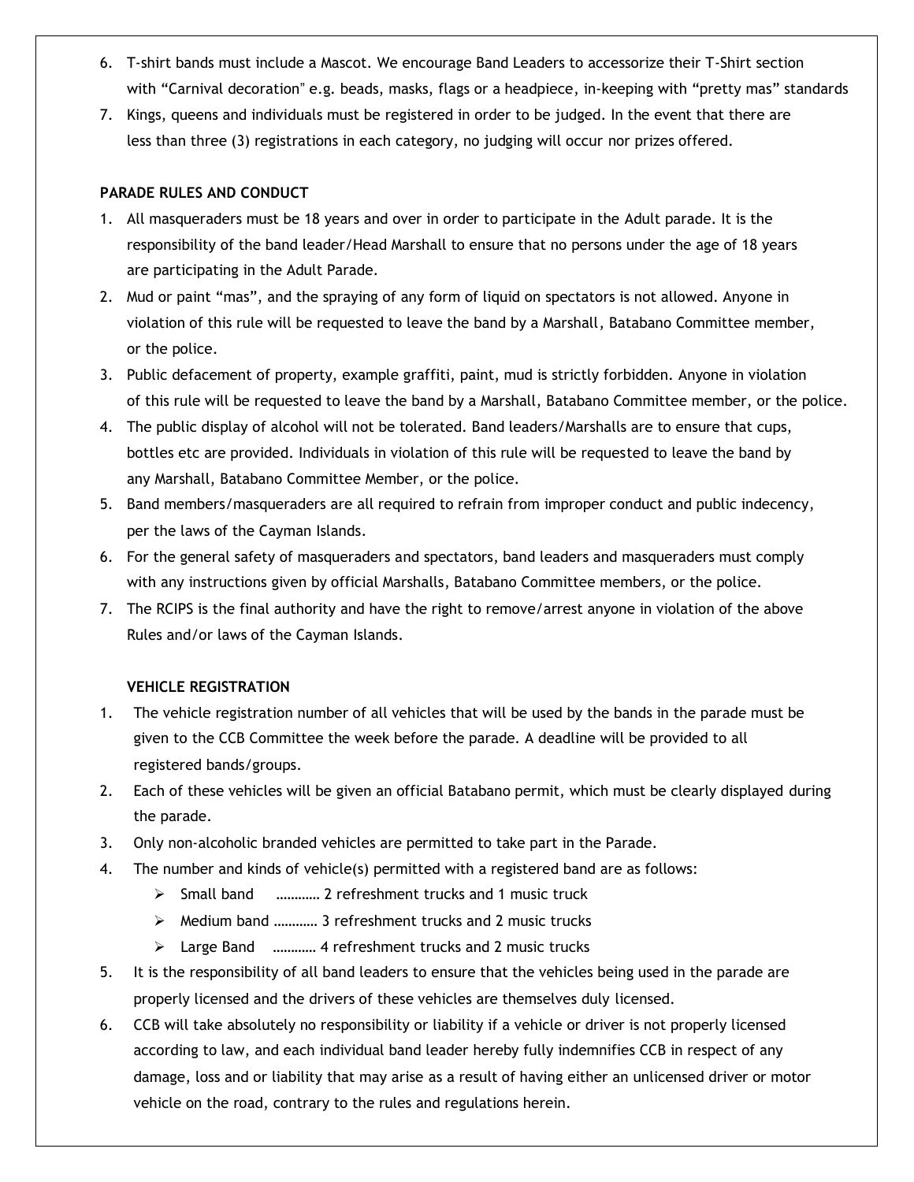6. T-shirt bands must include a Mascot. We encourage Band Leaders to accessorize their T-Shirt section with "Carnival decoration" e.g. beads, masks, flags or a headpiece, in-keeping with "pretty mas" standards
7. Kings, queens and individuals must be registered in order to be judged. In the event that there are less than three (3) registrations in each category, no judging will occur nor prizes offered.

**PARADE RULES AND CONDUCT**

1. All masqueraders must be 18 years and over in order to participate in the Adult parade. It is the responsibility of the band leader/Head Marshall to ensure that no persons under the age of 18 years are participating in the Adult Parade.
2. Mud or paint "mas", and the spraying of any form of liquid on spectators is not allowed. Anyone in violation of this rule will be requested to leave the band by a Marshall, Batabano Committee member, or the police.
3. Public defacement of property, example graffiti, paint, mud is strictly forbidden. Anyone in violation of this rule will be requested to leave the band by a Marshall, Batabano Committee member, or the police.
4. The public display of alcohol will not be tolerated. Band leaders/Marshalls are to ensure that cups, bottles etc are provided. Individuals in violation of this rule will be requested to leave the band by any Marshall, Batabano Committee Member, or the police.
5. Band members/masqueraders are all required to refrain from improper conduct and public indecency, per the laws of the Cayman Islands.
6. For the general safety of masqueraders and spectators, band leaders and masqueraders must comply with any instructions given by official Marshalls, Batabano Committee members, or the police.
7. The RCIPS is the final authority and have the right to remove/arrest anyone in violation of the above Rules and/or laws of the Cayman Islands.

**VEHICLE REGISTRATION**

1. The vehicle registration number of all vehicles that will be used by the bands in the parade must be given to the CCB Committee the week before the parade. A deadline will be provided to all registered bands/groups.
2. Each of these vehicles will be given an official Batabano permit, which must be clearly displayed during the parade.
3. Only non-alcoholic branded vehicles are permitted to take part in the Parade.
4. The number and kinds of vehicle(s) permitted with a registered band are as follows:
   - Small band ………… 2 refreshment trucks and 1 music truck
   - Medium band ………… 3 refreshment trucks and 2 music trucks
   - Large Band ………… 4 refreshment trucks and 2 music trucks
5. It is the responsibility of all band leaders to ensure that the vehicles being used in the parade are properly licensed and the drivers of these vehicles are themselves duly licensed.
6. CCB will take absolutely no responsibility or liability if a vehicle or driver is not properly licensed according to law, and each individual band leader hereby fully indemnifies CCB in respect of any damage, loss and or liability that may arise as a result of having either an unlicensed driver or motor vehicle on the road, contrary to the rules and regulations herein.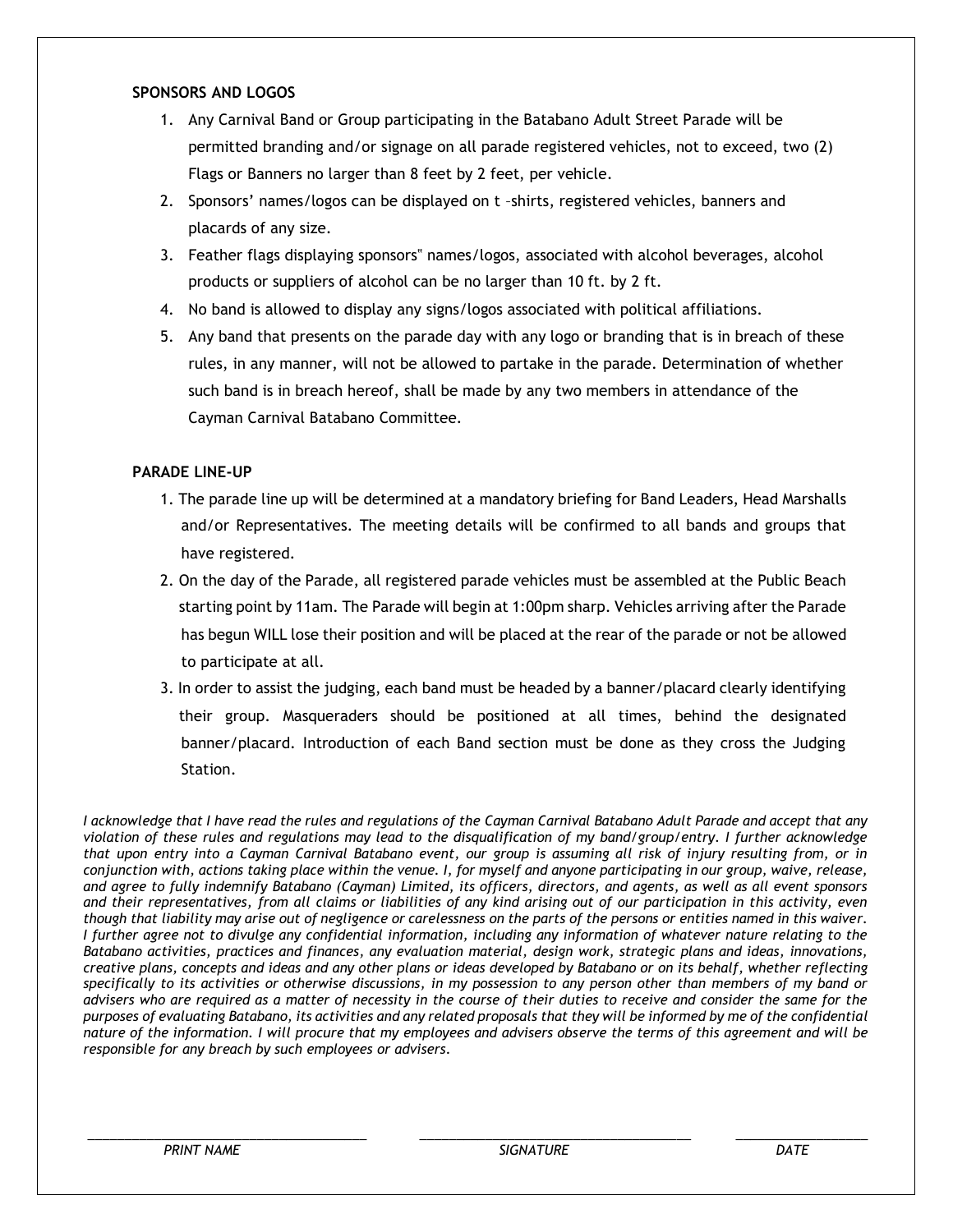**SPONSORS AND LOGOS**

1. Any Carnival Band or Group participating in the Batabano Adult Street Parade will be permitted branding and/or signage on all parade registered vehicles, not to exceed, two (2) Flags or Banners no larger than 8 feet by 2 feet, per vehicle.
2. Sponsors' names/logos can be displayed on t –shirts, registered vehicles, banners and placards of any size.
3. Feather flags displaying sponsors" names/logos, associated with alcohol beverages, alcohol products or suppliers of alcohol can be no larger than 10 ft. by 2 ft.
4. No band is allowed to display any signs/logos associated with political affiliations.
5. Any band that presents on the parade day with any logo or branding that is in breach of these rules, in any manner, will not be allowed to partake in the parade. Determination of whether such band is in breach hereof, shall be made by any two members in attendance of the Cayman Carnival Batabano Committee.

**PARADE LINE-UP**

1. The parade line up will be determined at a mandatory briefing for Band Leaders, Head Marshalls and/or Representatives. The meeting details will be confirmed to all bands and groups that have registered.
2. On the day of the Parade, all registered parade vehicles must be assembled at the Public Beach starting point by 11am. The Parade will begin at 1:00pm sharp. Vehicles arriving after the Parade has begun WILL lose their position and will be placed at the rear of the parade or not be allowed to participate at all.
3. In order to assist the judging, each band must be headed by a banner/placard clearly identifying their group. Masqueraders should be positioned at all times, behind the designated banner/placard. Introduction of each Band section must be done as they cross the Judging Station.

*I acknowledge that I have read the rules and regulations of the Cayman Carnival Batabano Adult Parade and accept that any violation of these rules and regulations may lead to the disqualification of my band/group/entry. I further acknowledge that upon entry into a Cayman Carnival Batabano event, our group is assuming all risk of injury resulting from, or in conjunction with, actions taking place within the venue. I, for myself and anyone participating in our group, waive, release, and agree to fully indemnify Batabano (Cayman) Limited, its officers, directors, and agents, as well as all event sponsors and their representatives, from all claims or liabilities of any kind arising out of our participation in this activity, even though that liability may arise out of negligence or carelessness on the parts of the persons or entities named in this waiver. I further agree not to divulge any confidential information, including any information of whatever nature relating to the Batabano activities, practices and finances, any evaluation material, design work, strategic plans and ideas, innovations, creative plans, concepts and ideas and any other plans or ideas developed by Batabano or on its behalf, whether reflecting specifically to its activities or otherwise discussions, in my possession to any person other than members of my band or advisers who are required as a matter of necessity in the course of their duties to receive and consider the same for the purposes of evaluating Batabano, its activities and any related proposals that they will be informed by me of the confidential nature of the information. I will procure that my employees and advisers observe the terms of this agreement and will be responsible for any breach by such employees or advisers.*

\_\_\_\_\_\_\_\_\_\_\_\_\_\_\_\_\_\_\_\_\_\_\_\_\_\_\_\_\_\_ *PRINT NAME*

\_\_\_\_\_\_\_\_\_\_\_\_\_\_\_\_\_\_\_\_\_\_\_\_\_\_\_\_\_\_ *SIGNATURE*

\_\_\_\_\_\_\_\_\_\_\_\_\_\_\_ *DATE*